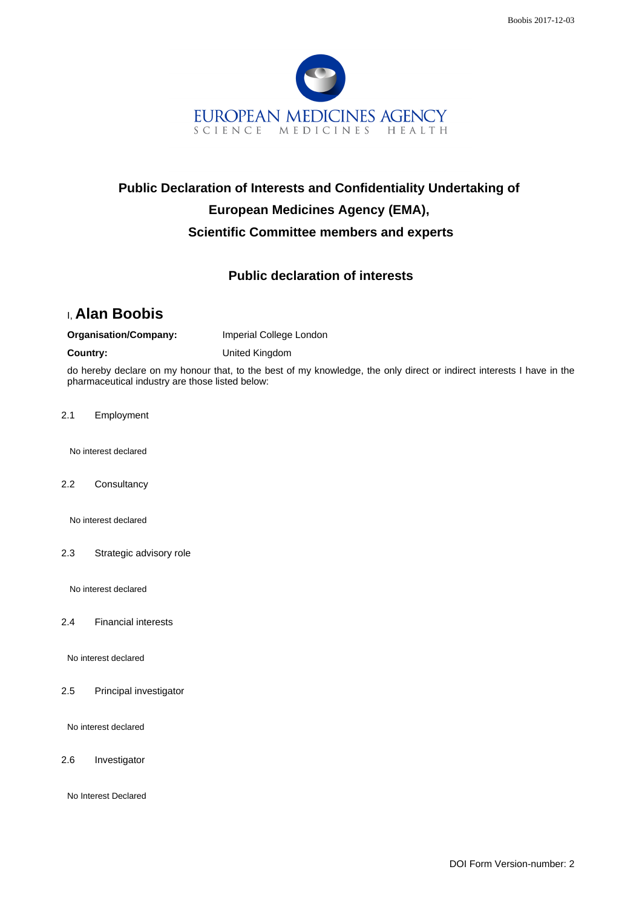EUROPEAN MEDICINES AGENCY
SCIENCE MEDICINES HEALTH

# Public Declaration of Interests and Confidentiality Undertaking of European Medicines Agency (EMA), Scientific Committee members and experts

## Public declaration of interests

I, **Alan Boobis**

**Organisation/Company:** Imperial College London

**Country:** United Kingdom

do hereby declare on my honour that, to the best of my knowledge, the only direct or indirect interests I have in the pharmaceutical industry are those listed below:

2.1 Employment

No interest declared

2.2 Consultancy

No interest declared

2.3 Strategic advisory role

No interest declared

2.4 Financial interests

No interest declared

2.5 Principal investigator

No interest declared

2.6 Investigator

No Interest Declared

DOI Form Version-number: 2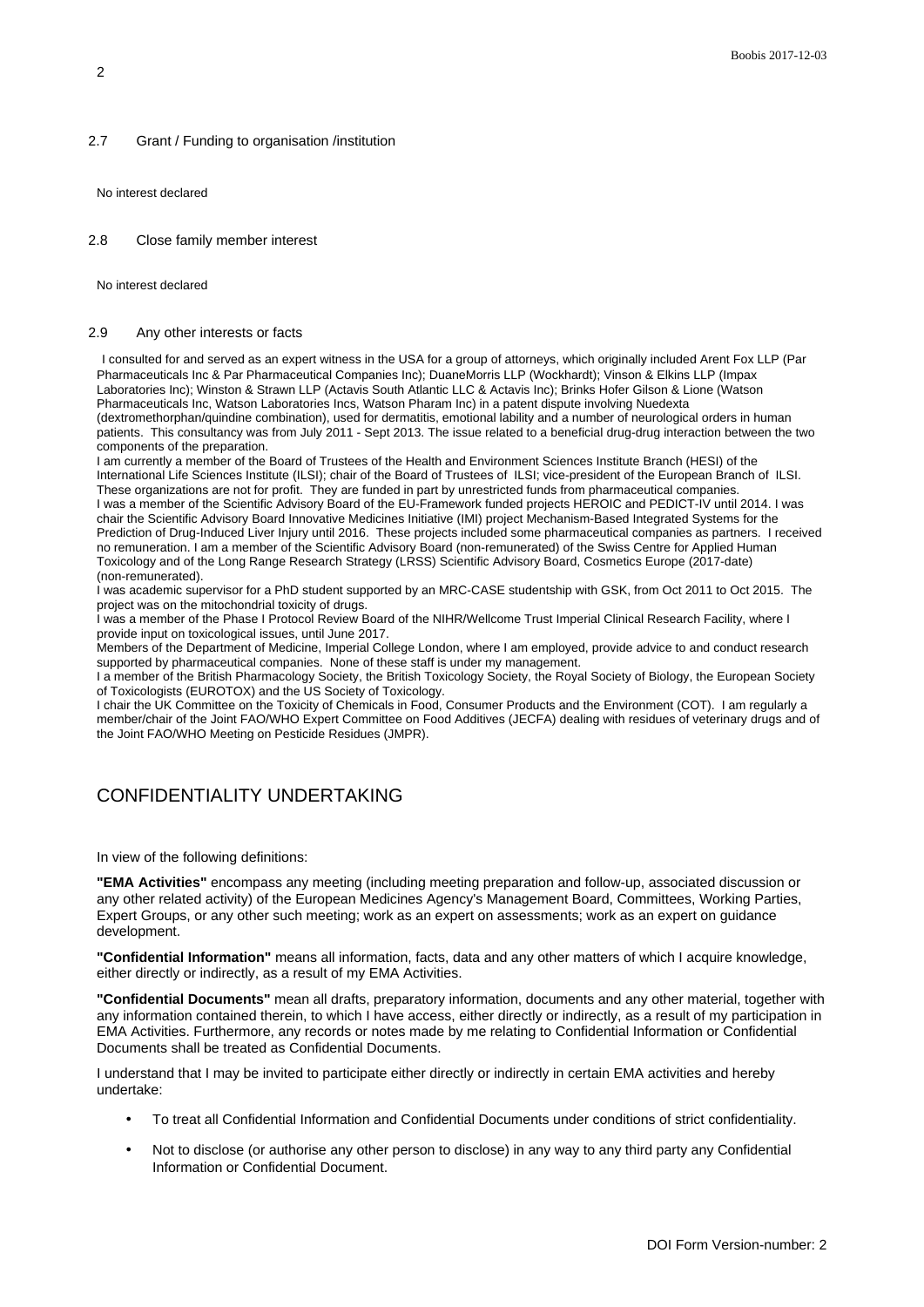2.7 Grant / Funding to organisation /institution

No interest declared

2.8 Close family member interest

No interest declared

2.9 Any other interests or facts

I consulted for and served as an expert witness in the USA for a group of attorneys, which originally included Arent Fox LLP (Par Pharmaceuticals Inc & Par Pharmaceutical Companies Inc); DuaneMorris LLP (Wockhardt); Vinson & Elkins LLP (Impax Laboratories Inc); Winston & Strawn LLP (Actavis South Atlantic LLC & Actavis Inc); Brinks Hofer Gilson & Lione (Watson Pharmaceuticals Inc, Watson Laboratories Incs, Watson Pharam Inc) in a patent dispute involving Nuedexta (dextromethorphan/quindine combination), used for dermatitis, emotional lability and a number of neurological orders in human patients. This consultancy was from July 2011 - Sept 2013. The issue related to a beneficial drug-drug interaction between the two components of the preparation.
I am currently a member of the Board of Trustees of the Health and Environment Sciences Institute Branch (HESI) of the International Life Sciences Institute (ILSI); chair of the Board of Trustees of ILSI; vice-president of the European Branch of ILSI. These organizations are not for profit. They are funded in part by unrestricted funds from pharmaceutical companies.
I was a member of the Scientific Advisory Board of the EU-Framework funded projects HEROIC and PEDICT-IV until 2014. I was chair the Scientific Advisory Board Innovative Medicines Initiative (IMI) project Mechanism-Based Integrated Systems for the Prediction of Drug-Induced Liver Injury until 2016. These projects included some pharmaceutical companies as partners. I received no remuneration. I am a member of the Scientific Advisory Board (non-remunerated) of the Swiss Centre for Applied Human Toxicology and of the Long Range Research Strategy (LRSS) Scientific Advisory Board, Cosmetics Europe (2017-date) (non-remunerated).
I was academic supervisor for a PhD student supported by an MRC-CASE studentship with GSK, from Oct 2011 to Oct 2015. The project was on the mitochondrial toxicity of drugs.
I was a member of the Phase I Protocol Review Board of the NIHR/Wellcome Trust Imperial Clinical Research Facility, where I provide input on toxicological issues, until June 2017.
Members of the Department of Medicine, Imperial College London, where I am employed, provide advice to and conduct research supported by pharmaceutical companies. None of these staff is under my management.
I a member of the British Pharmacology Society, the British Toxicology Society, the Royal Society of Biology, the European Society of Toxicologists (EUROTOX) and the US Society of Toxicology.
I chair the UK Committee on the Toxicity of Chemicals in Food, Consumer Products and the Environment (COT). I am regularly a member/chair of the Joint FAO/WHO Expert Committee on Food Additives (JECFA) dealing with residues of veterinary drugs and of the Joint FAO/WHO Meeting on Pesticide Residues (JMPR).

# CONFIDENTIALITY UNDERTAKING

In view of the following definitions:

**"EMA Activities"** encompass any meeting (including meeting preparation and follow-up, associated discussion or any other related activity) of the European Medicines Agency's Management Board, Committees, Working Parties, Expert Groups, or any other such meeting; work as an expert on assessments; work as an expert on guidance development.

**"Confidential Information"** means all information, facts, data and any other matters of which I acquire knowledge, either directly or indirectly, as a result of my EMA Activities.

**"Confidential Documents"** mean all drafts, preparatory information, documents and any other material, together with any information contained therein, to which I have access, either directly or indirectly, as a result of my participation in EMA Activities. Furthermore, any records or notes made by me relating to Confidential Information or Confidential Documents shall be treated as Confidential Documents.

I understand that I may be invited to participate either directly or indirectly in certain EMA activities and hereby undertake:

- To treat all Confidential Information and Confidential Documents under conditions of strict confidentiality.
- Not to disclose (or authorise any other person to disclose) in any way to any third party any Confidential Information or Confidential Document.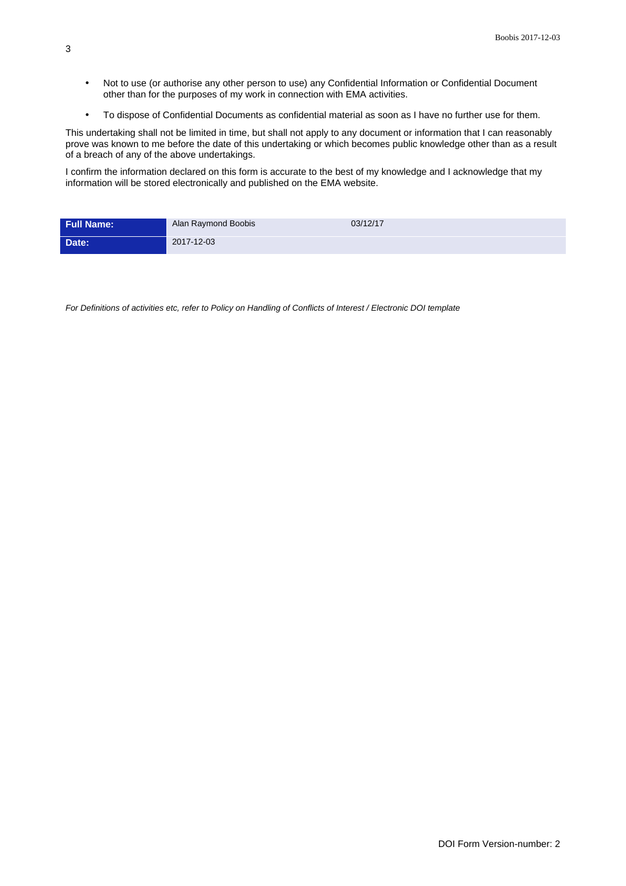- Not to use (or authorise any other person to use) any Confidential Information or Confidential Document other than for the purposes of my work in connection with EMA activities.
- To dispose of Confidential Documents as confidential material as soon as I have no further use for them.

This undertaking shall not be limited in time, but shall not apply to any document or information that I can reasonably prove was known to me before the date of this undertaking or which becomes public knowledge other than as a result of a breach of any of the above undertakings.

I confirm the information declared on this form is accurate to the best of my knowledge and I acknowledge that my information will be stored electronically and published on the EMA website.

| | | |
|---|---|---|
| **Full Name:** | Alan Raymond Boobis | 03/12/17 |
| **Date:** | 2017-12-03 | |

*For Definitions of activities etc, refer to Policy on Handling of Conflicts of Interest / Electronic DOI template*

DOI Form Version-number: 2